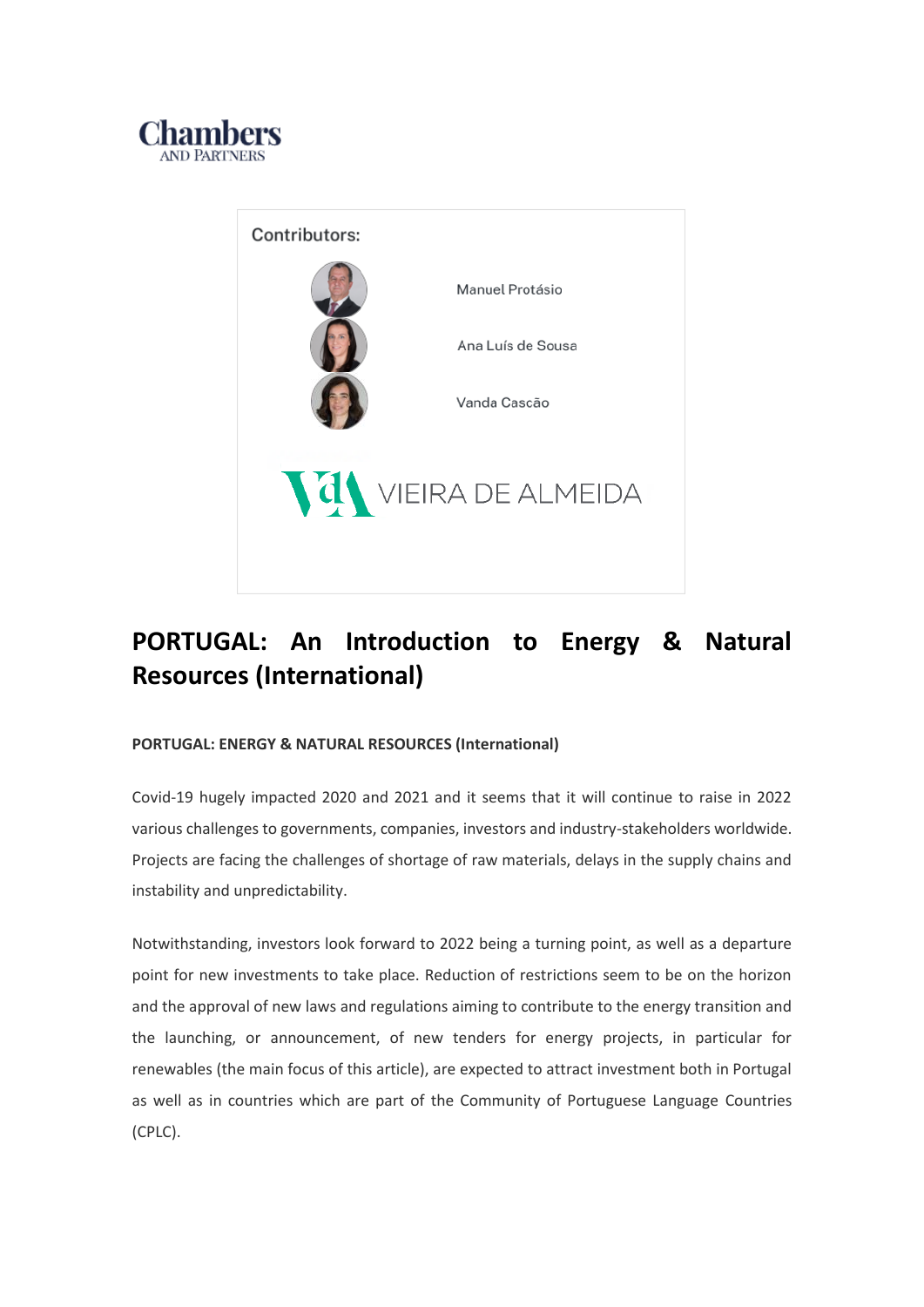Chambers AND PARTNERS

Contributors:

Manuel Protásio

Ana Luís de Sousa

Vanda Cascão

VIEIRA DE ALMEIDA

# PORTUGAL: An Introduction to Energy & Natural Resources (International)

**PORTUGAL: ENERGY & NATURAL RESOURCES (International)**

Covid-19 hugely impacted 2020 and 2021 and it seems that it will continue to raise in 2022 various challenges to governments, companies, investors and industry-stakeholders worldwide. Projects are facing the challenges of shortage of raw materials, delays in the supply chains and instability and unpredictability.

Notwithstanding, investors look forward to 2022 being a turning point, as well as a departure point for new investments to take place. Reduction of restrictions seem to be on the horizon and the approval of new laws and regulations aiming to contribute to the energy transition and the launching, or announcement, of new tenders for energy projects, in particular for renewables (the main focus of this article), are expected to attract investment both in Portugal as well as in countries which are part of the Community of Portuguese Language Countries (CPLC).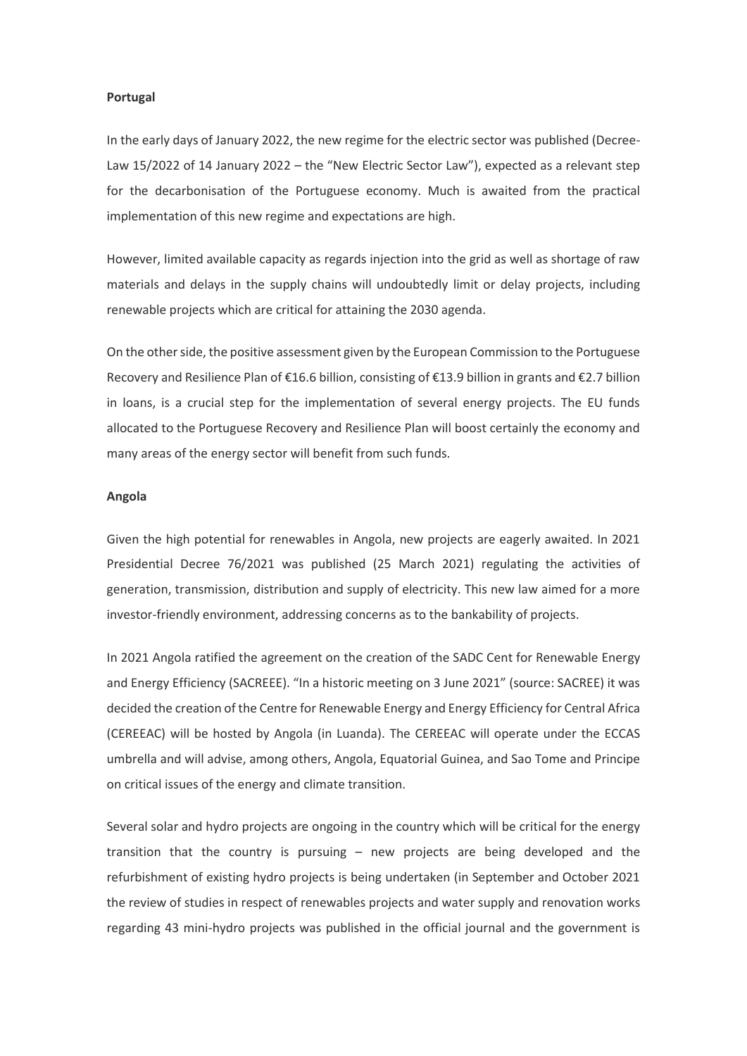**Portugal**

In the early days of January 2022, the new regime for the electric sector was published (Decree-Law 15/2022 of 14 January 2022 – the "New Electric Sector Law"), expected as a relevant step for the decarbonisation of the Portuguese economy. Much is awaited from the practical implementation of this new regime and expectations are high.

However, limited available capacity as regards injection into the grid as well as shortage of raw materials and delays in the supply chains will undoubtedly limit or delay projects, including renewable projects which are critical for attaining the 2030 agenda.

On the other side, the positive assessment given by the European Commission to the Portuguese Recovery and Resilience Plan of €16.6 billion, consisting of €13.9 billion in grants and €2.7 billion in loans, is a crucial step for the implementation of several energy projects. The EU funds allocated to the Portuguese Recovery and Resilience Plan will boost certainly the economy and many areas of the energy sector will benefit from such funds.

**Angola**

Given the high potential for renewables in Angola, new projects are eagerly awaited. In 2021 Presidential Decree 76/2021 was published (25 March 2021) regulating the activities of generation, transmission, distribution and supply of electricity. This new law aimed for a more investor-friendly environment, addressing concerns as to the bankability of projects.

In 2021 Angola ratified the agreement on the creation of the SADC Cent for Renewable Energy and Energy Efficiency (SACREEE). "In a historic meeting on 3 June 2021" (source: SACREE) it was decided the creation of the Centre for Renewable Energy and Energy Efficiency for Central Africa (CEREEAC) will be hosted by Angola (in Luanda). The CEREEAC will operate under the ECCAS umbrella and will advise, among others, Angola, Equatorial Guinea, and Sao Tome and Principe on critical issues of the energy and climate transition.

Several solar and hydro projects are ongoing in the country which will be critical for the energy transition that the country is pursuing – new projects are being developed and the refurbishment of existing hydro projects is being undertaken (in September and October 2021 the review of studies in respect of renewables projects and water supply and renovation works regarding 43 mini-hydro projects was published in the official journal and the government is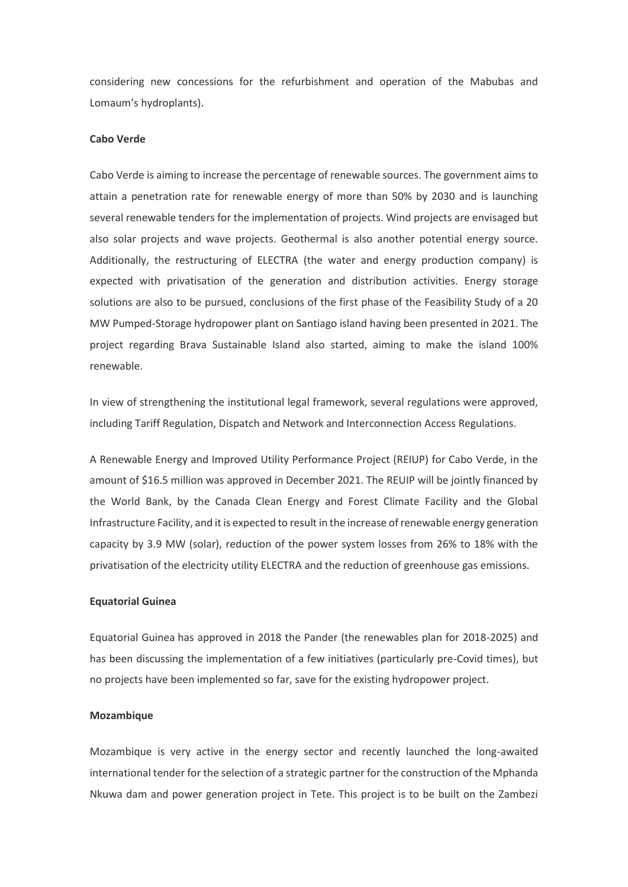considering new concessions for the refurbishment and operation of the Mabubas and Lomaum's hydroplants).

**Cabo Verde**

Cabo Verde is aiming to increase the percentage of renewable sources. The government aims to attain a penetration rate for renewable energy of more than 50% by 2030 and is launching several renewable tenders for the implementation of projects. Wind projects are envisaged but also solar projects and wave projects. Geothermal is also another potential energy source. Additionally, the restructuring of ELECTRA (the water and energy production company) is expected with privatisation of the generation and distribution activities. Energy storage solutions are also to be pursued, conclusions of the first phase of the Feasibility Study of a 20 MW Pumped-Storage hydropower plant on Santiago island having been presented in 2021. The project regarding Brava Sustainable Island also started, aiming to make the island 100% renewable.

In view of strengthening the institutional legal framework, several regulations were approved, including Tariff Regulation, Dispatch and Network and Interconnection Access Regulations.

A Renewable Energy and Improved Utility Performance Project (REIUP) for Cabo Verde, in the amount of $16.5 million was approved in December 2021. The REUIP will be jointly financed by the World Bank, by the Canada Clean Energy and Forest Climate Facility and the Global Infrastructure Facility, and it is expected to result in the increase of renewable energy generation capacity by 3.9 MW (solar), reduction of the power system losses from 26% to 18% with the privatisation of the electricity utility ELECTRA and the reduction of greenhouse gas emissions.

**Equatorial Guinea**

Equatorial Guinea has approved in 2018 the Pander (the renewables plan for 2018-2025) and has been discussing the implementation of a few initiatives (particularly pre-Covid times), but no projects have been implemented so far, save for the existing hydropower project.

**Mozambique**

Mozambique is very active in the energy sector and recently launched the long-awaited international tender for the selection of a strategic partner for the construction of the Mphanda Nkuwa dam and power generation project in Tete. This project is to be built on the Zambezi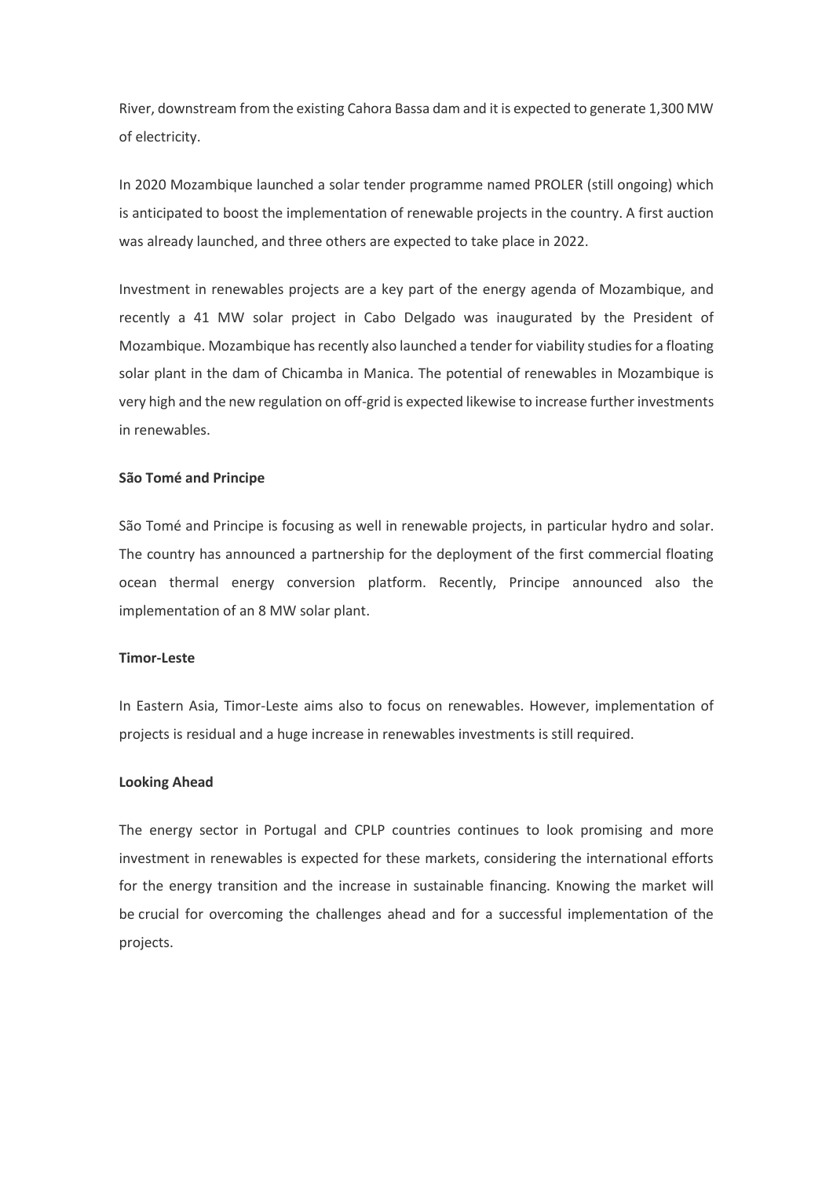River, downstream from the existing Cahora Bassa dam and it is expected to generate 1,300 MW of electricity.

In 2020 Mozambique launched a solar tender programme named PROLER (still ongoing) which is anticipated to boost the implementation of renewable projects in the country. A first auction was already launched, and three others are expected to take place in 2022.

Investment in renewables projects are a key part of the energy agenda of Mozambique, and recently a 41 MW solar project in Cabo Delgado was inaugurated by the President of Mozambique. Mozambique has recently also launched a tender for viability studies for a floating solar plant in the dam of Chicamba in Manica. The potential of renewables in Mozambique is very high and the new regulation on off-grid is expected likewise to increase further investments in renewables.

**São Tomé and Principe**

São Tomé and Principe is focusing as well in renewable projects, in particular hydro and solar. The country has announced a partnership for the deployment of the first commercial floating ocean thermal energy conversion platform. Recently, Principe announced also the implementation of an 8 MW solar plant.

**Timor-Leste**

In Eastern Asia, Timor-Leste aims also to focus on renewables. However, implementation of projects is residual and a huge increase in renewables investments is still required.

**Looking Ahead**

The energy sector in Portugal and CPLP countries continues to look promising and more investment in renewables is expected for these markets, considering the international efforts for the energy transition and the increase in sustainable financing. Knowing the market will be crucial for overcoming the challenges ahead and for a successful implementation of the projects.